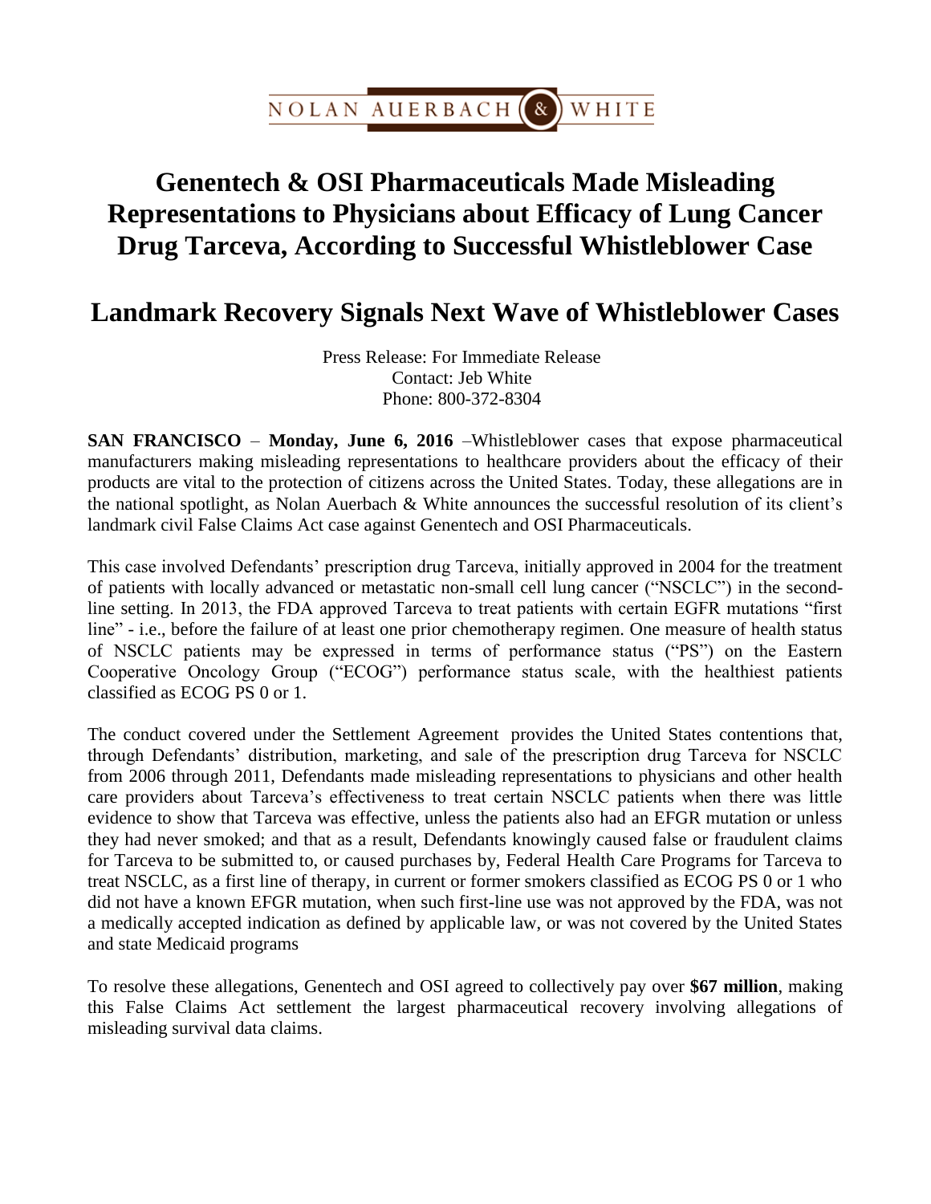NOLAN AUERBACH & WHITE

# Genentech & OSI Pharmaceuticals Made Misleading Representations to Physicians about Efficacy of Lung Cancer Drug Tarceva, According to Successful Whistleblower Case

## Landmark Recovery Signals Next Wave of Whistleblower Cases

Press Release: For Immediate Release
Contact: Jeb White
Phone: 800-372-8304

**SAN FRANCISCO** – **Monday, June 6, 2016** –Whistleblower cases that expose pharmaceutical manufacturers making misleading representations to healthcare providers about the efficacy of their products are vital to the protection of citizens across the United States. Today, these allegations are in the national spotlight, as Nolan Auerbach & White announces the successful resolution of its client's landmark civil False Claims Act case against Genentech and OSI Pharmaceuticals.

This case involved Defendants' prescription drug Tarceva, initially approved in 2004 for the treatment of patients with locally advanced or metastatic non-small cell lung cancer ("NSCLC") in the second-line setting. In 2013, the FDA approved Tarceva to treat patients with certain EGFR mutations "first line" - i.e., before the failure of at least one prior chemotherapy regimen. One measure of health status of NSCLC patients may be expressed in terms of performance status ("PS") on the Eastern Cooperative Oncology Group ("ECOG") performance status scale, with the healthiest patients classified as ECOG PS 0 or 1.

The conduct covered under the Settlement Agreement provides the United States contentions that, through Defendants' distribution, marketing, and sale of the prescription drug Tarceva for NSCLC from 2006 through 2011, Defendants made misleading representations to physicians and other health care providers about Tarceva's effectiveness to treat certain NSCLC patients when there was little evidence to show that Tarceva was effective, unless the patients also had an EFGR mutation or unless they had never smoked; and that as a result, Defendants knowingly caused false or fraudulent claims for Tarceva to be submitted to, or caused purchases by, Federal Health Care Programs for Tarceva to treat NSCLC, as a first line of therapy, in current or former smokers classified as ECOG PS 0 or 1 who did not have a known EFGR mutation, when such first-line use was not approved by the FDA, was not a medically accepted indication as defined by applicable law, or was not covered by the United States and state Medicaid programs

To resolve these allegations, Genentech and OSI agreed to collectively pay over **$67 million**, making this False Claims Act settlement the largest pharmaceutical recovery involving allegations of misleading survival data claims.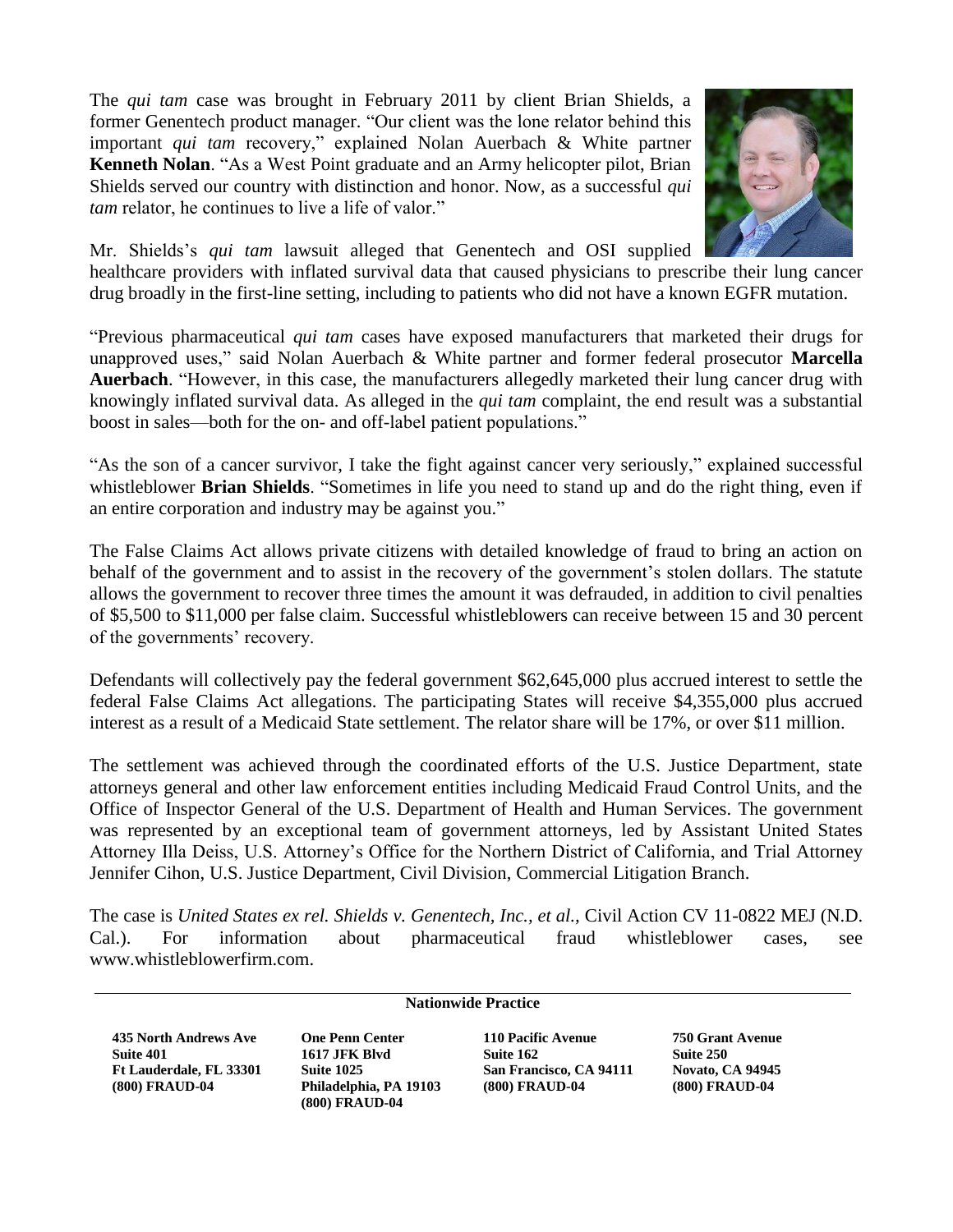The *qui tam* case was brought in February 2011 by client Brian Shields, a former Genentech product manager. "Our client was the lone relator behind this important *qui tam* recovery," explained Nolan Auerbach & White partner **Kenneth Nolan**. "As a West Point graduate and an Army helicopter pilot, Brian Shields served our country with distinction and honor. Now, as a successful *qui tam* relator, he continues to live a life of valor."

Mr. Shields's *qui tam* lawsuit alleged that Genentech and OSI supplied healthcare providers with inflated survival data that caused physicians to prescribe their lung cancer drug broadly in the first-line setting, including to patients who did not have a known EGFR mutation.

"Previous pharmaceutical *qui tam* cases have exposed manufacturers that marketed their drugs for unapproved uses," said Nolan Auerbach & White partner and former federal prosecutor **Marcella Auerbach**. "However, in this case, the manufacturers allegedly marketed their lung cancer drug with knowingly inflated survival data. As alleged in the *qui tam* complaint, the end result was a substantial boost in sales—both for the on- and off-label patient populations."

"As the son of a cancer survivor, I take the fight against cancer very seriously," explained successful whistleblower **Brian Shields**. "Sometimes in life you need to stand up and do the right thing, even if an entire corporation and industry may be against you."

The False Claims Act allows private citizens with detailed knowledge of fraud to bring an action on behalf of the government and to assist in the recovery of the government's stolen dollars. The statute allows the government to recover three times the amount it was defrauded, in addition to civil penalties of $5,500 to $11,000 per false claim. Successful whistleblowers can receive between 15 and 30 percent of the governments' recovery.

Defendants will collectively pay the federal government $62,645,000 plus accrued interest to settle the federal False Claims Act allegations. The participating States will receive $4,355,000 plus accrued interest as a result of a Medicaid State settlement. The relator share will be 17%, or over $11 million.

The settlement was achieved through the coordinated efforts of the U.S. Justice Department, state attorneys general and other law enforcement entities including Medicaid Fraud Control Units, and the Office of Inspector General of the U.S. Department of Health and Human Services. The government was represented by an exceptional team of government attorneys, led by Assistant United States Attorney Illa Deiss, U.S. Attorney's Office for the Northern District of California, and Trial Attorney Jennifer Cihon, U.S. Justice Department, Civil Division, Commercial Litigation Branch.

The case is *United States ex rel. Shields v. Genentech, Inc., et al.*, Civil Action CV 11-0822 MEJ (N.D. Cal.). For information about pharmaceutical fraud whistleblower cases, see www.whistleblowerfirm.com.

---

**Nationwide Practice**

**435 North Andrews Ave**
**Suite 401**
**Ft Lauderdale, FL 33301**
**(800) FRAUD-04**

**One Penn Center**
**1617 JFK Blvd**
**Suite 1025**
**Philadelphia, PA 19103**
**(800) FRAUD-04**

**110 Pacific Avenue**
**Suite 162**
**San Francisco, CA 94111**
**(800) FRAUD-04**

**750 Grant Avenue**
**Suite 250**
**Novato, CA 94945**
**(800) FRAUD-04**